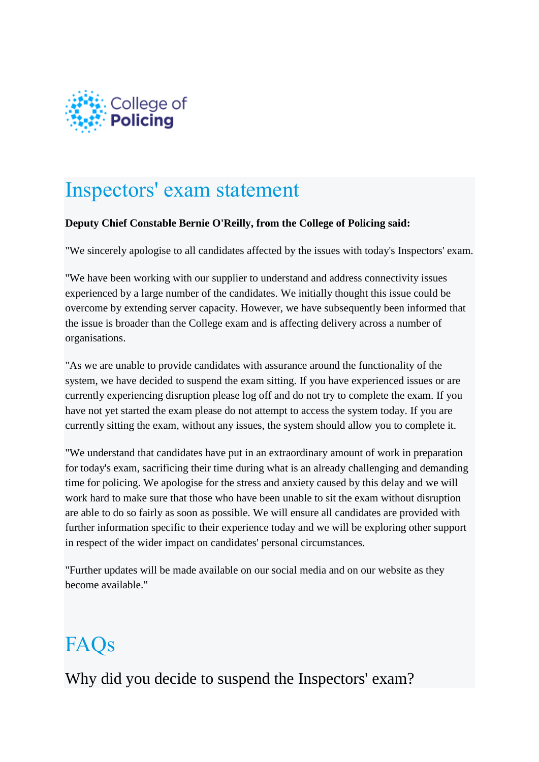College of Policing

# Inspectors' exam statement

**Deputy Chief Constable Bernie O'Reilly, from the College of Policing said:**

"We sincerely apologise to all candidates affected by the issues with today's Inspectors' exam.

"We have been working with our supplier to understand and address connectivity issues experienced by a large number of the candidates. We initially thought this issue could be overcome by extending server capacity. However, we have subsequently been informed that the issue is broader than the College exam and is affecting delivery across a number of organisations.

"As we are unable to provide candidates with assurance around the functionality of the system, we have decided to suspend the exam sitting. If you have experienced issues or are currently experiencing disruption please log off and do not try to complete the exam. If you have not yet started the exam please do not attempt to access the system today. If you are currently sitting the exam, without any issues, the system should allow you to complete it.

"We understand that candidates have put in an extraordinary amount of work in preparation for today's exam, sacrificing their time during what is an already challenging and demanding time for policing. We apologise for the stress and anxiety caused by this delay and we will work hard to make sure that those who have been unable to sit the exam without disruption are able to do so fairly as soon as possible. We will ensure all candidates are provided with further information specific to their experience today and we will be exploring other support in respect of the wider impact on candidates' personal circumstances.

"Further updates will be made available on our social media and on our website as they become available."

# FAQs

## Why did you decide to suspend the Inspectors' exam?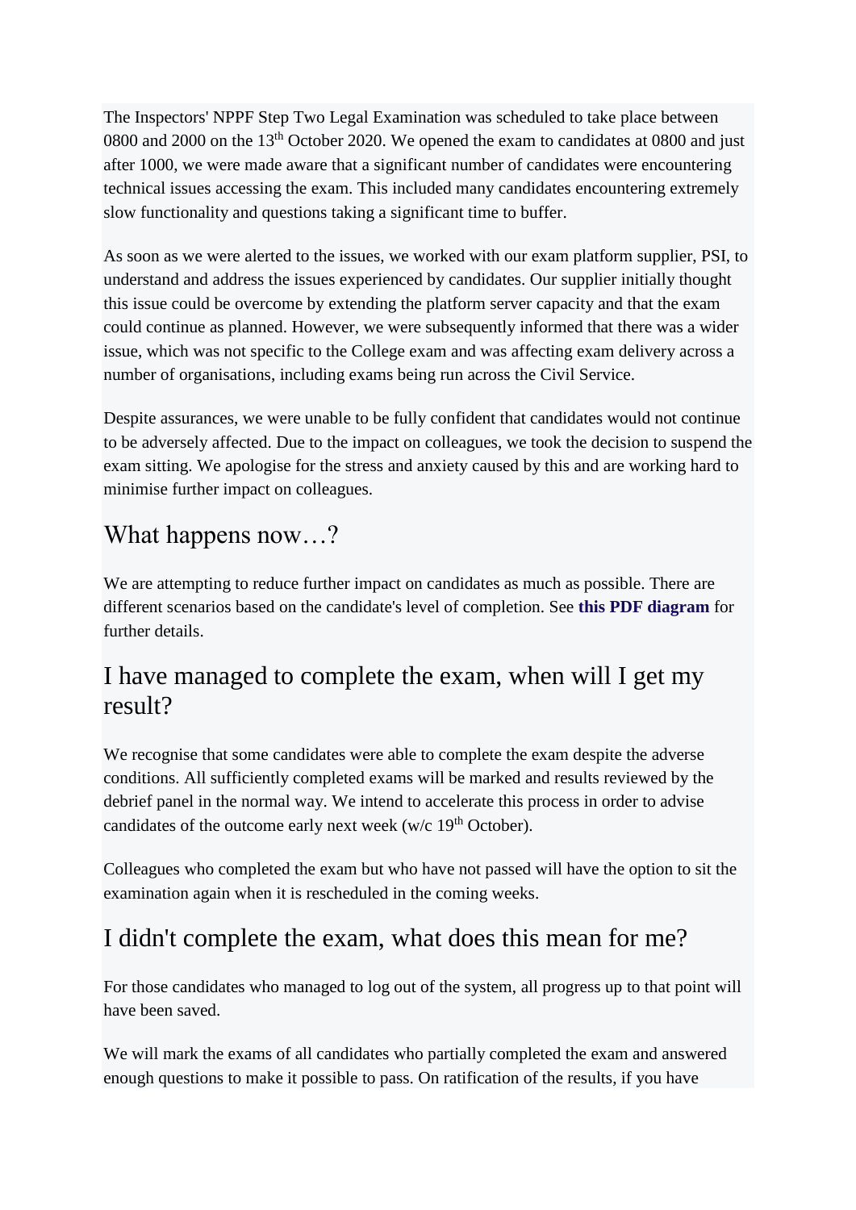The Inspectors' NPPF Step Two Legal Examination was scheduled to take place between 0800 and 2000 on the 13th October 2020. We opened the exam to candidates at 0800 and just after 1000, we were made aware that a significant number of candidates were encountering technical issues accessing the exam. This included many candidates encountering extremely slow functionality and questions taking a significant time to buffer.

As soon as we were alerted to the issues, we worked with our exam platform supplier, PSI, to understand and address the issues experienced by candidates. Our supplier initially thought this issue could be overcome by extending the platform server capacity and that the exam could continue as planned. However, we were subsequently informed that there was a wider issue, which was not specific to the College exam and was affecting exam delivery across a number of organisations, including exams being run across the Civil Service.

Despite assurances, we were unable to be fully confident that candidates would not continue to be adversely affected. Due to the impact on colleagues, we took the decision to suspend the exam sitting. We apologise for the stress and anxiety caused by this and are working hard to minimise further impact on colleagues.

## What happens now…?

We are attempting to reduce further impact on candidates as much as possible. There are different scenarios based on the candidate's level of completion. See **this PDF diagram** for further details.

## I have managed to complete the exam, when will I get my result?

We recognise that some candidates were able to complete the exam despite the adverse conditions. All sufficiently completed exams will be marked and results reviewed by the debrief panel in the normal way. We intend to accelerate this process in order to advise candidates of the outcome early next week (w/c 19th October).

Colleagues who completed the exam but who have not passed will have the option to sit the examination again when it is rescheduled in the coming weeks.

## I didn't complete the exam, what does this mean for me?

For those candidates who managed to log out of the system, all progress up to that point will have been saved.

We will mark the exams of all candidates who partially completed the exam and answered enough questions to make it possible to pass. On ratification of the results, if you have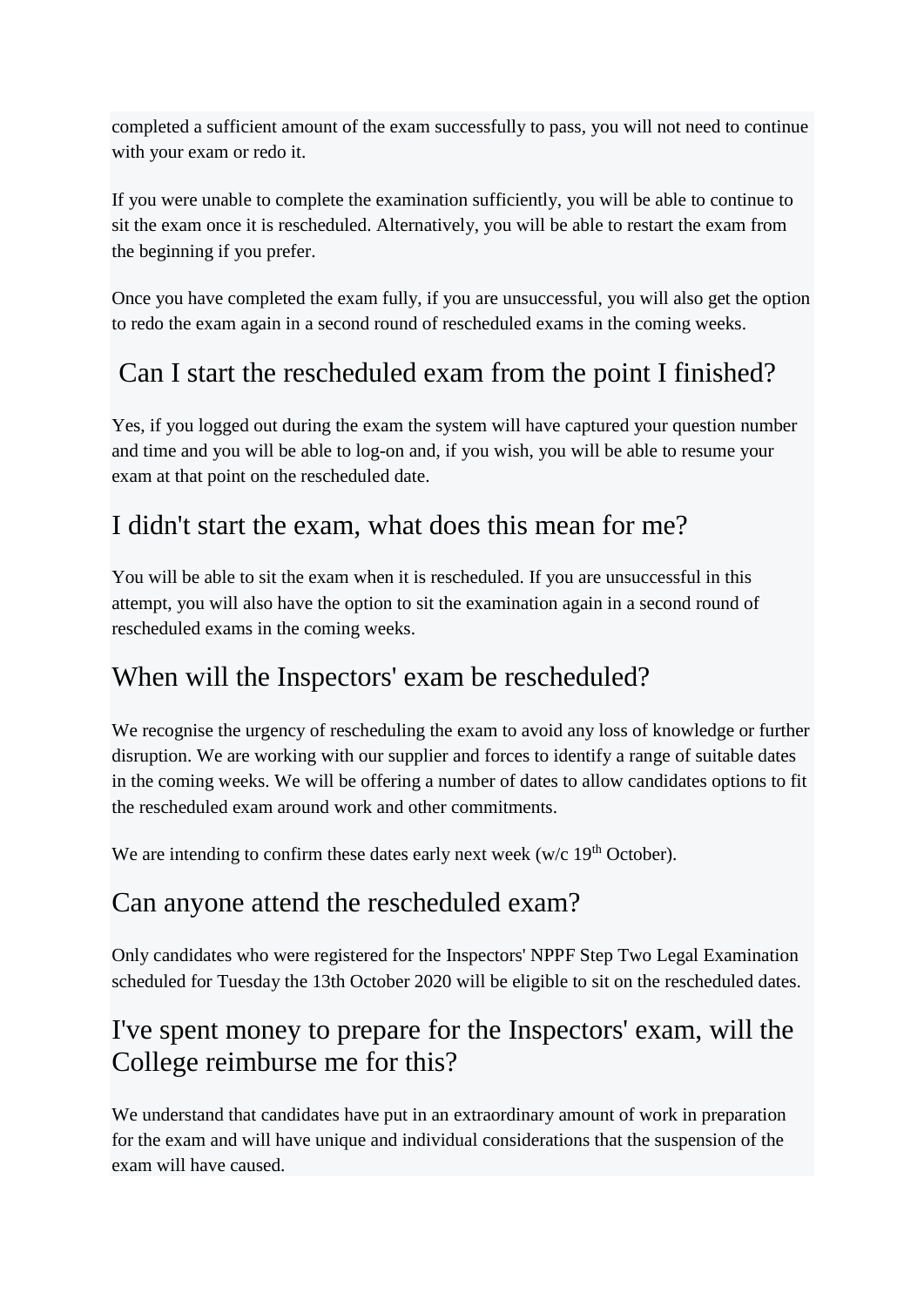completed a sufficient amount of the exam successfully to pass, you will not need to continue with your exam or redo it.

If you were unable to complete the examination sufficiently, you will be able to continue to sit the exam once it is rescheduled. Alternatively, you will be able to restart the exam from the beginning if you prefer.

Once you have completed the exam fully, if you are unsuccessful, you will also get the option to redo the exam again in a second round of rescheduled exams in the coming weeks.

## Can I start the rescheduled exam from the point I finished?

Yes, if you logged out during the exam the system will have captured your question number and time and you will be able to log-on and, if you wish, you will be able to resume your exam at that point on the rescheduled date.

## I didn't start the exam, what does this mean for me?

You will be able to sit the exam when it is rescheduled. If you are unsuccessful in this attempt, you will also have the option to sit the examination again in a second round of rescheduled exams in the coming weeks.

## When will the Inspectors' exam be rescheduled?

We recognise the urgency of rescheduling the exam to avoid any loss of knowledge or further disruption. We are working with our supplier and forces to identify a range of suitable dates in the coming weeks. We will be offering a number of dates to allow candidates options to fit the rescheduled exam around work and other commitments.

We are intending to confirm these dates early next week (w/c 19th October).

## Can anyone attend the rescheduled exam?

Only candidates who were registered for the Inspectors' NPPF Step Two Legal Examination scheduled for Tuesday the 13th October 2020 will be eligible to sit on the rescheduled dates.

## I've spent money to prepare for the Inspectors' exam, will the College reimburse me for this?

We understand that candidates have put in an extraordinary amount of work in preparation for the exam and will have unique and individual considerations that the suspension of the exam will have caused.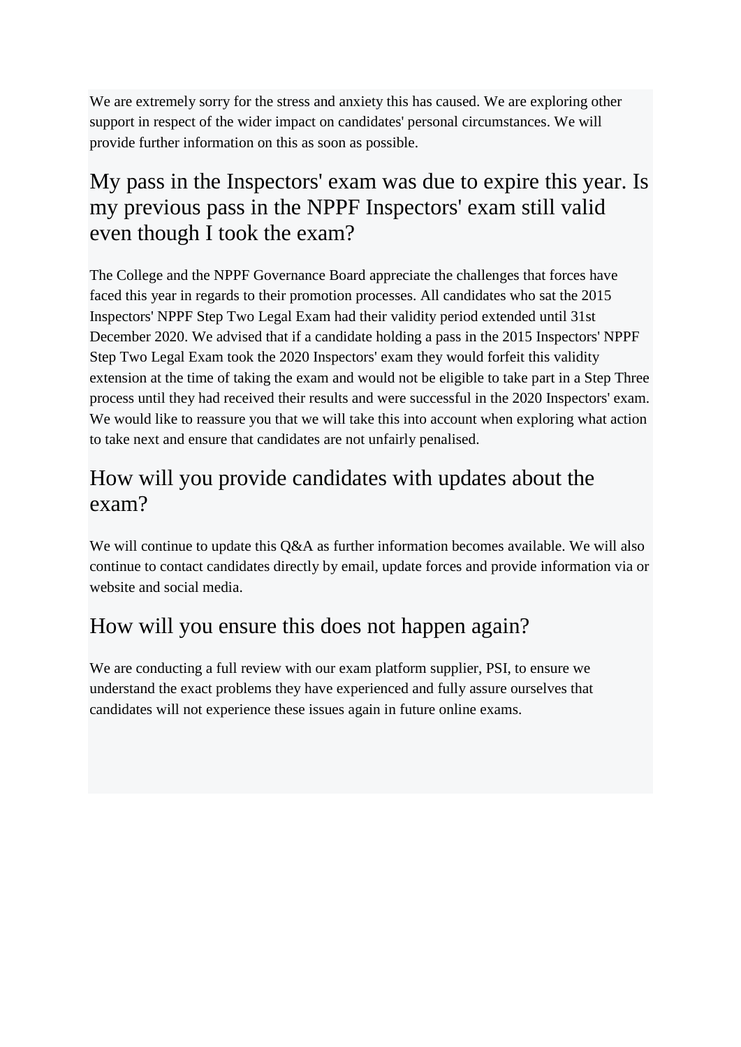We are extremely sorry for the stress and anxiety this has caused. We are exploring other support in respect of the wider impact on candidates' personal circumstances. We will provide further information on this as soon as possible.

## My pass in the Inspectors' exam was due to expire this year. Is my previous pass in the NPPF Inspectors' exam still valid even though I took the exam?

The College and the NPPF Governance Board appreciate the challenges that forces have faced this year in regards to their promotion processes. All candidates who sat the 2015 Inspectors' NPPF Step Two Legal Exam had their validity period extended until 31st December 2020. We advised that if a candidate holding a pass in the 2015 Inspectors' NPPF Step Two Legal Exam took the 2020 Inspectors' exam they would forfeit this validity extension at the time of taking the exam and would not be eligible to take part in a Step Three process until they had received their results and were successful in the 2020 Inspectors' exam. We would like to reassure you that we will take this into account when exploring what action to take next and ensure that candidates are not unfairly penalised.

## How will you provide candidates with updates about the exam?

We will continue to update this Q&A as further information becomes available. We will also continue to contact candidates directly by email, update forces and provide information via or website and social media.

## How will you ensure this does not happen again?

We are conducting a full review with our exam platform supplier, PSI, to ensure we understand the exact problems they have experienced and fully assure ourselves that candidates will not experience these issues again in future online exams.